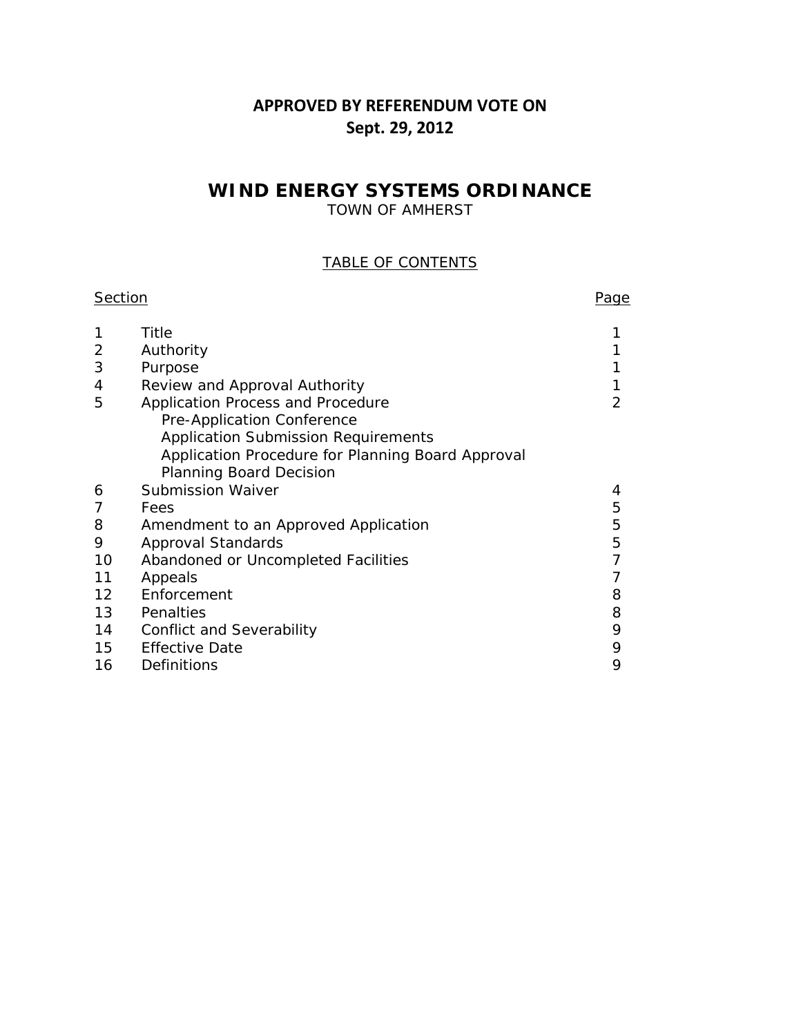**APPROVED BY REFERENDUM VOTE ON**
**Sept. 29, 2012**

# WIND ENERGY SYSTEMS ORDINANCE

TOWN OF AMHERST

## TABLE OF CONTENTS

| Section | | Page |
|---|---|---|
| 1 | Title | 1 |
| 2 | Authority | 1 |
| 3 | Purpose | 1 |
| 4 | Review and Approval Authority | 1 |
| 5 | Application Process and Procedure | 2 |
| | Pre-Application Conference | |
| | Application Submission Requirements | |
| | Application Procedure for Planning Board Approval | |
| | Planning Board Decision | |
| 6 | Submission Waiver | 4 |
| 7 | Fees | 5 |
| 8 | Amendment to an Approved Application | 5 |
| 9 | Approval Standards | 5 |
| 10 | Abandoned or Uncompleted Facilities | 7 |
| 11 | Appeals | 7 |
| 12 | Enforcement | 8 |
| 13 | Penalties | 8 |
| 14 | Conflict and Severability | 9 |
| 15 | Effective Date | 9 |
| 16 | Definitions | 9 |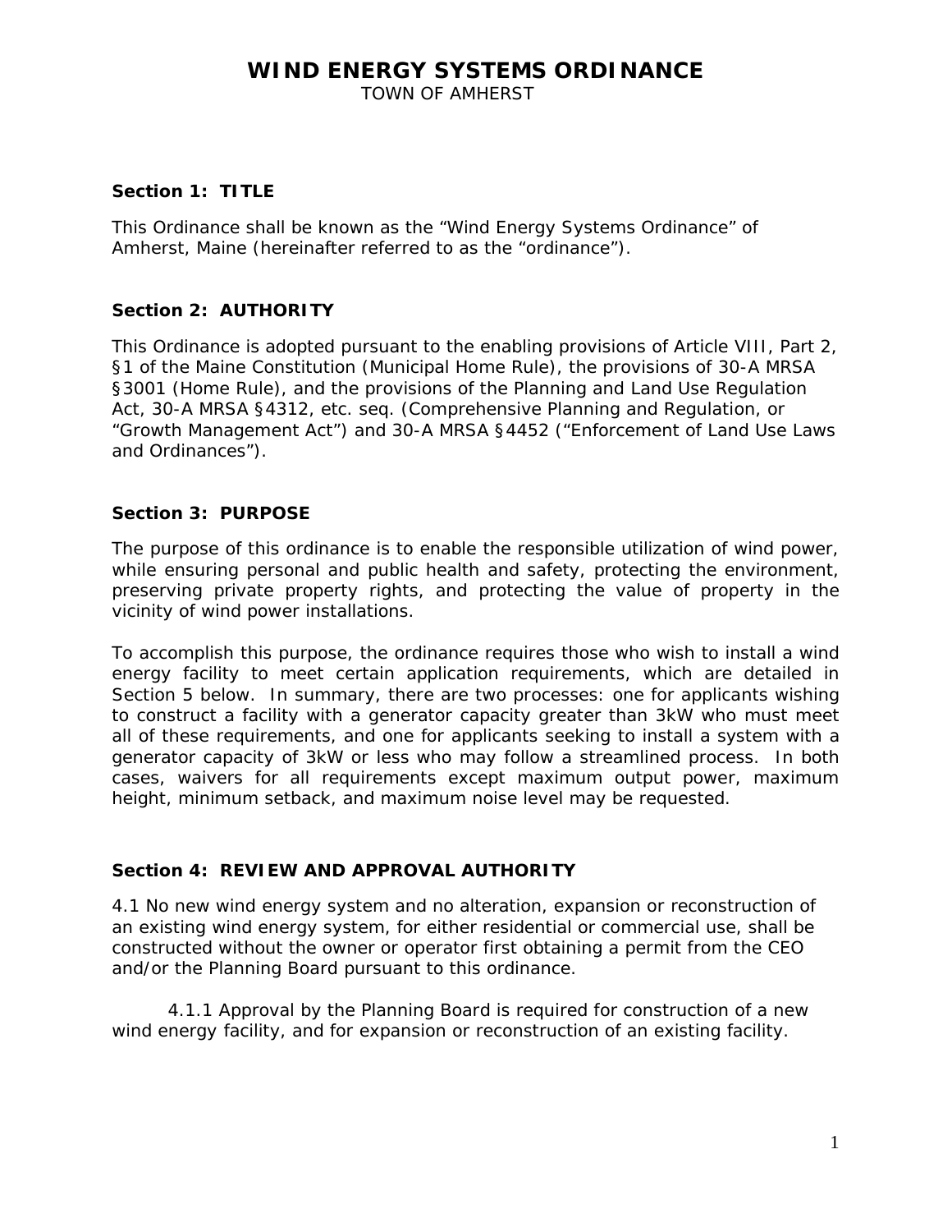# WIND ENERGY SYSTEMS ORDINANCE

TOWN OF AMHERST

### Section 1: TITLE

This Ordinance shall be known as the “Wind Energy Systems Ordinance” of Amherst, Maine (hereinafter referred to as the “ordinance”).

### Section 2: AUTHORITY

This Ordinance is adopted pursuant to the enabling provisions of Article VIII, Part 2, §1 of the Maine Constitution (Municipal Home Rule), the provisions of 30-A MRSA §3001 (Home Rule), and the provisions of the Planning and Land Use Regulation Act, 30-A MRSA §4312, etc. seq. (Comprehensive Planning and Regulation, or “Growth Management Act”) and 30-A MRSA §4452 (“Enforcement of Land Use Laws and Ordinances”).

### Section 3: PURPOSE

The purpose of this ordinance is to enable the responsible utilization of wind power, while ensuring personal and public health and safety, protecting the environment, preserving private property rights, and protecting the value of property in the vicinity of wind power installations.

To accomplish this purpose, the ordinance requires those who wish to install a wind energy facility to meet certain application requirements, which are detailed in Section 5 below. In summary, there are two processes: one for applicants wishing to construct a facility with a generator capacity greater than 3kW who must meet all of these requirements, and one for applicants seeking to install a system with a generator capacity of 3kW or less who may follow a streamlined process. In both cases, waivers for all requirements except maximum output power, maximum height, minimum setback, and maximum noise level may be requested.

### Section 4: REVIEW AND APPROVAL AUTHORITY

4.1 No new wind energy system and no alteration, expansion or reconstruction of an existing wind energy system, for either residential or commercial use, shall be constructed without the owner or operator first obtaining a permit from the CEO and/or the Planning Board pursuant to this ordinance.

4.1.1 Approval by the Planning Board is required for construction of a new wind energy facility, and for expansion or reconstruction of an existing facility.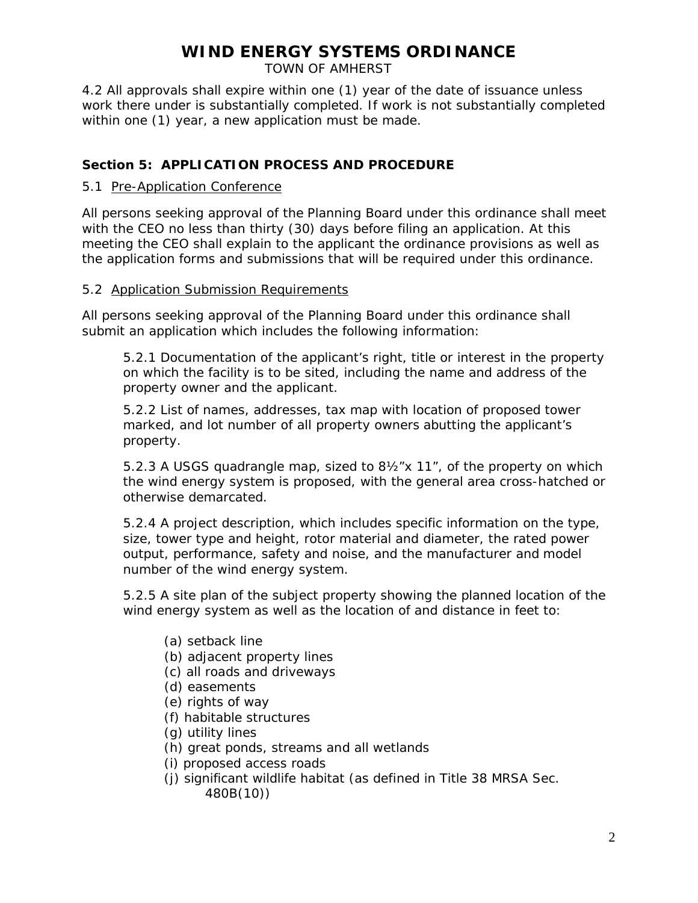4.2 All approvals shall expire within one (1) year of the date of issuance unless work there under is substantially completed. If work is not substantially completed within one (1) year, a new application must be made.

## Section 5: APPLICATION PROCESS AND PROCEDURE

### 5.1 Pre-Application Conference

All persons seeking approval of the Planning Board under this ordinance shall meet with the CEO no less than thirty (30) days before filing an application. At this meeting the CEO shall explain to the applicant the ordinance provisions as well as the application forms and submissions that will be required under this ordinance.

### 5.2 Application Submission Requirements

All persons seeking approval of the Planning Board under this ordinance shall submit an application which includes the following information:

5.2.1 Documentation of the applicant's right, title or interest in the property on which the facility is to be sited, including the name and address of the property owner and the applicant.

5.2.2 List of names, addresses, tax map with location of proposed tower marked, and lot number of all property owners abutting the applicant's property.

5.2.3 A USGS quadrangle map, sized to 8½"x 11", of the property on which the wind energy system is proposed, with the general area cross-hatched or otherwise demarcated.

5.2.4 A project description, which includes specific information on the type, size, tower type and height, rotor material and diameter, the rated power output, performance, safety and noise, and the manufacturer and model number of the wind energy system.

5.2.5 A site plan of the subject property showing the planned location of the wind energy system as well as the location of and distance in feet to:

- (a) setback line
- (b) adjacent property lines
- (c) all roads and driveways
- (d) easements
- (e) rights of way
- (f) habitable structures
- (g) utility lines
- (h) great ponds, streams and all wetlands
- (i) proposed access roads
- (j) significant wildlife habitat (as defined in Title 38 MRSA Sec. 480B(10))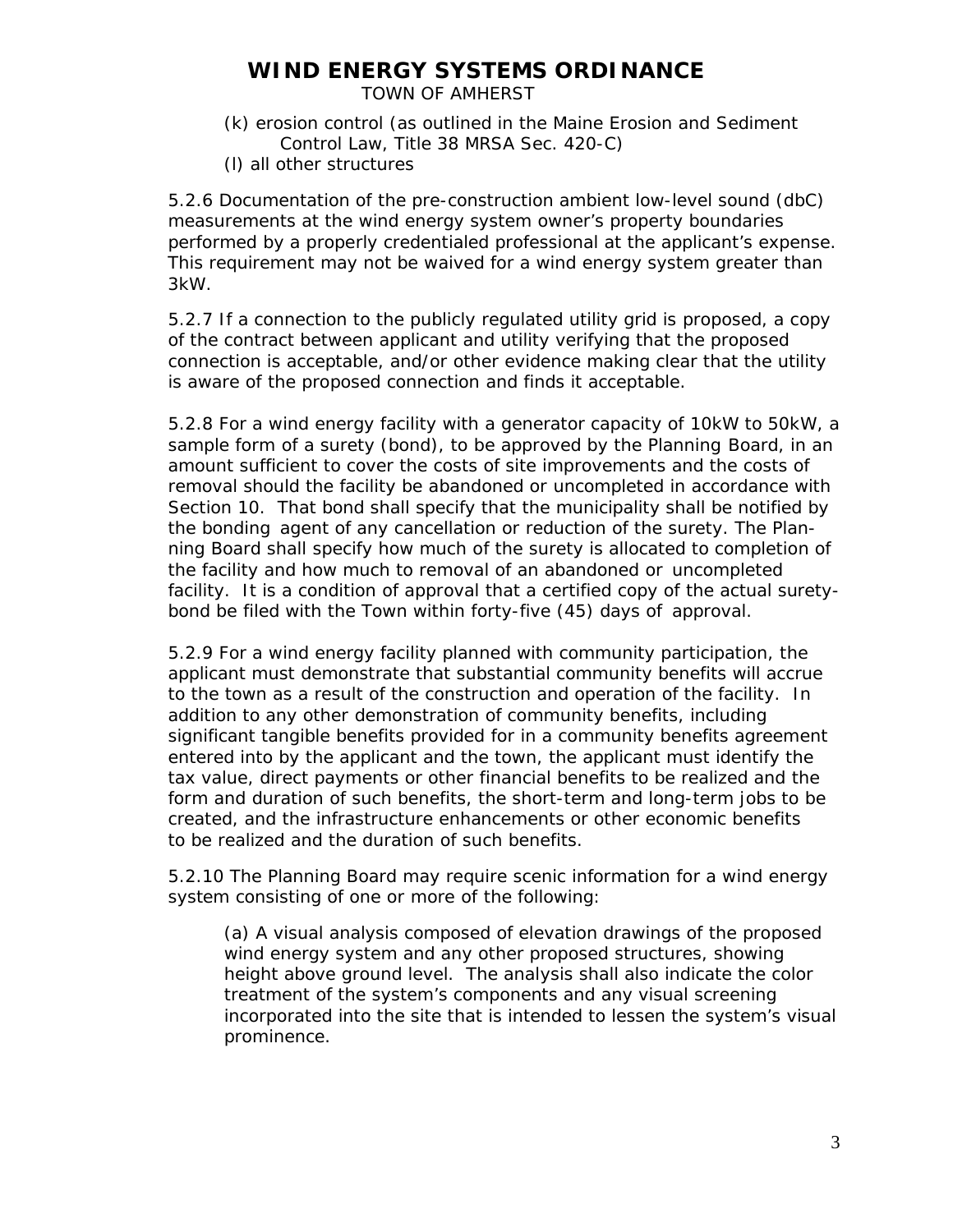(k) erosion control (as outlined in the Maine Erosion and Sediment Control Law, Title 38 MRSA Sec. 420-C)

(l) all other structures

5.2.6 Documentation of the pre-construction ambient low-level sound (dbC) measurements at the wind energy system owner's property boundaries performed by a properly credentialed professional at the applicant's expense. This requirement may not be waived for a wind energy system greater than 3kW.

5.2.7 If a connection to the publicly regulated utility grid is proposed, a copy of the contract between applicant and utility verifying that the proposed connection is acceptable, and/or other evidence making clear that the utility is aware of the proposed connection and finds it acceptable.

5.2.8 For a wind energy facility with a generator capacity of 10kW to 50kW, a sample form of a surety (bond), to be approved by the Planning Board, in an amount sufficient to cover the costs of site improvements and the costs of removal should the facility be abandoned or uncompleted in accordance with Section 10. That bond shall specify that the municipality shall be notified by the bonding agent of any cancellation or reduction of the surety. The Planning Board shall specify how much of the surety is allocated to completion of the facility and how much to removal of an abandoned or uncompleted facility. It is a condition of approval that a certified copy of the actual surety-bond be filed with the Town within forty-five (45) days of approval.

5.2.9 For a wind energy facility planned with community participation, the applicant must demonstrate that substantial community benefits will accrue to the town as a result of the construction and operation of the facility. In addition to any other demonstration of community benefits, including significant tangible benefits provided for in a community benefits agreement entered into by the applicant and the town, the applicant must identify the tax value, direct payments or other financial benefits to be realized and the form and duration of such benefits, the short-term and long-term jobs to be created, and the infrastructure enhancements or other economic benefits to be realized and the duration of such benefits.

5.2.10 The Planning Board may require scenic information for a wind energy system consisting of one or more of the following:

(a) A visual analysis composed of elevation drawings of the proposed wind energy system and any other proposed structures, showing height above ground level. The analysis shall also indicate the color treatment of the system's components and any visual screening incorporated into the site that is intended to lessen the system's visual prominence.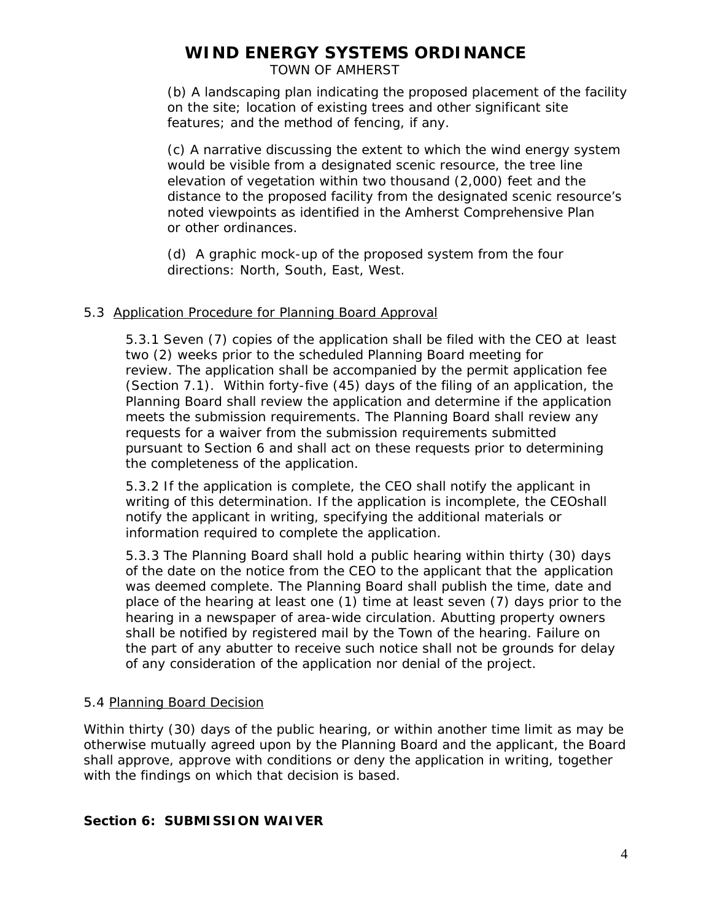(b) A landscaping plan indicating the proposed placement of the facility on the site; location of existing trees and other significant site features; and the method of fencing, if any.

(c) A narrative discussing the extent to which the wind energy system would be visible from a designated scenic resource, the tree line elevation of vegetation within two thousand (2,000) feet and the distance to the proposed facility from the designated scenic resource's noted viewpoints as identified in the Amherst Comprehensive Plan or other ordinances.

(d) A graphic mock-up of the proposed system from the four directions: North, South, East, West.

### 5.3 Application Procedure for Planning Board Approval

5.3.1 Seven (7) copies of the application shall be filed with the CEO at least two (2) weeks prior to the scheduled Planning Board meeting for review. The application shall be accompanied by the permit application fee (Section 7.1). Within forty-five (45) days of the filing of an application, the Planning Board shall review the application and determine if the application meets the submission requirements. The Planning Board shall review any requests for a waiver from the submission requirements submitted pursuant to Section 6 and shall act on these requests prior to determining the completeness of the application.

5.3.2 If the application is complete, the CEO shall notify the applicant in writing of this determination. If the application is incomplete, the CEOshall notify the applicant in writing, specifying the additional materials or information required to complete the application.

5.3.3 The Planning Board shall hold a public hearing within thirty (30) days of the date on the notice from the CEO to the applicant that the application was deemed complete. The Planning Board shall publish the time, date and place of the hearing at least one (1) time at least seven (7) days prior to the hearing in a newspaper of area-wide circulation. Abutting property owners shall be notified by registered mail by the Town of the hearing. Failure on the part of any abutter to receive such notice shall not be grounds for delay of any consideration of the application nor denial of the project.

### 5.4 Planning Board Decision

Within thirty (30) days of the public hearing, or within another time limit as may be otherwise mutually agreed upon by the Planning Board and the applicant, the Board shall approve, approve with conditions or deny the application in writing, together with the findings on which that decision is based.

## Section 6: SUBMISSION WAIVER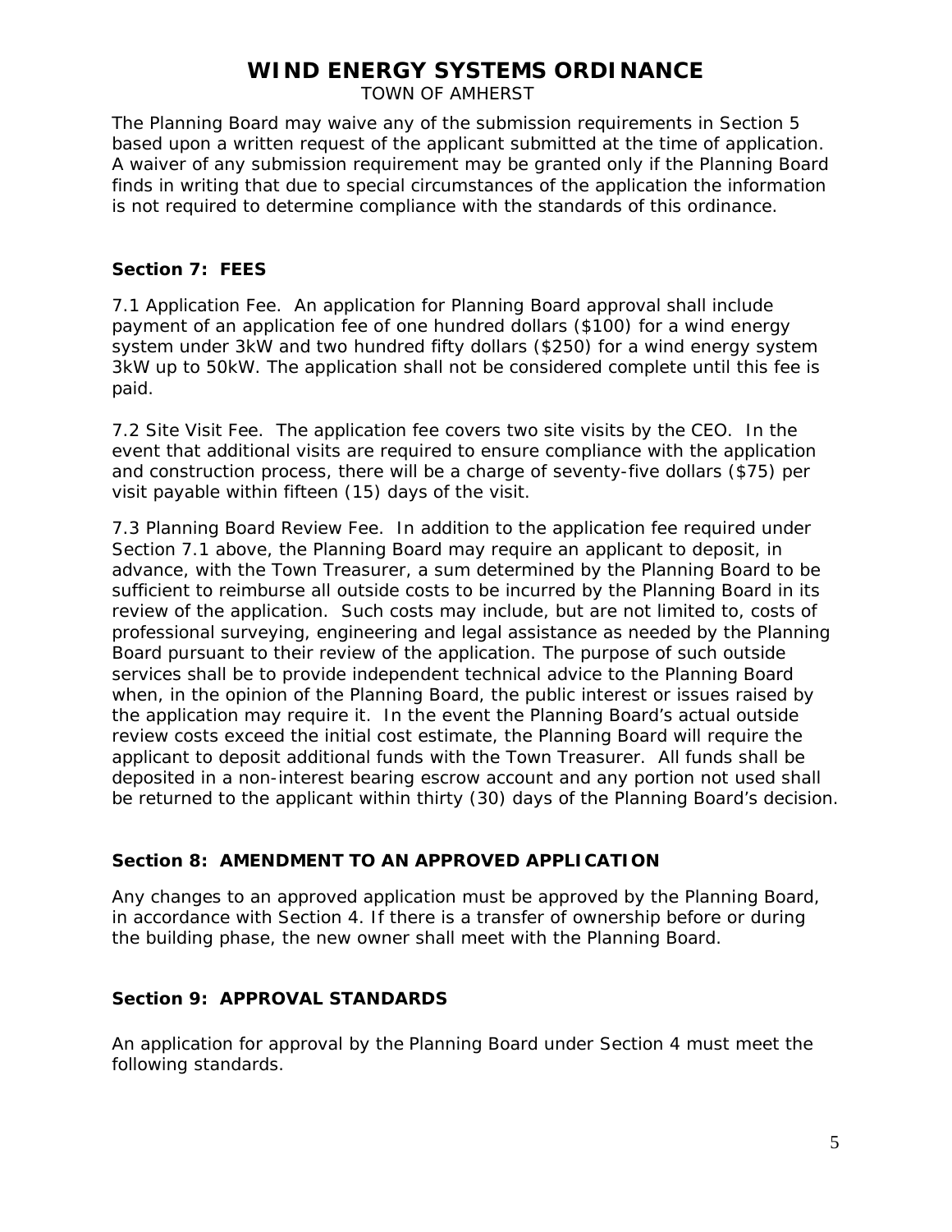The Planning Board may waive any of the submission requirements in Section 5 based upon a written request of the applicant submitted at the time of application. A waiver of any submission requirement may be granted only if the Planning Board finds in writing that due to special circumstances of the application the information is not required to determine compliance with the standards of this ordinance.

## Section 7: FEES

7.1 Application Fee. An application for Planning Board approval shall include payment of an application fee of one hundred dollars ($100) for a wind energy system under 3kW and two hundred fifty dollars ($250) for a wind energy system 3kW up to 50kW. The application shall not be considered complete until this fee is paid.

7.2 Site Visit Fee. The application fee covers two site visits by the CEO. In the event that additional visits are required to ensure compliance with the application and construction process, there will be a charge of seventy-five dollars ($75) per visit payable within fifteen (15) days of the visit.

7.3 Planning Board Review Fee. In addition to the application fee required under Section 7.1 above, the Planning Board may require an applicant to deposit, in advance, with the Town Treasurer, a sum determined by the Planning Board to be sufficient to reimburse all outside costs to be incurred by the Planning Board in its review of the application. Such costs may include, but are not limited to, costs of professional surveying, engineering and legal assistance as needed by the Planning Board pursuant to their review of the application. The purpose of such outside services shall be to provide independent technical advice to the Planning Board when, in the opinion of the Planning Board, the public interest or issues raised by the application may require it. In the event the Planning Board's actual outside review costs exceed the initial cost estimate, the Planning Board will require the applicant to deposit additional funds with the Town Treasurer. All funds shall be deposited in a non-interest bearing escrow account and any portion not used shall be returned to the applicant within thirty (30) days of the Planning Board's decision.

## Section 8: AMENDMENT TO AN APPROVED APPLICATION

Any changes to an approved application must be approved by the Planning Board, in accordance with Section 4. If there is a transfer of ownership before or during the building phase, the new owner shall meet with the Planning Board.

## Section 9: APPROVAL STANDARDS

An application for approval by the Planning Board under Section 4 must meet the following standards.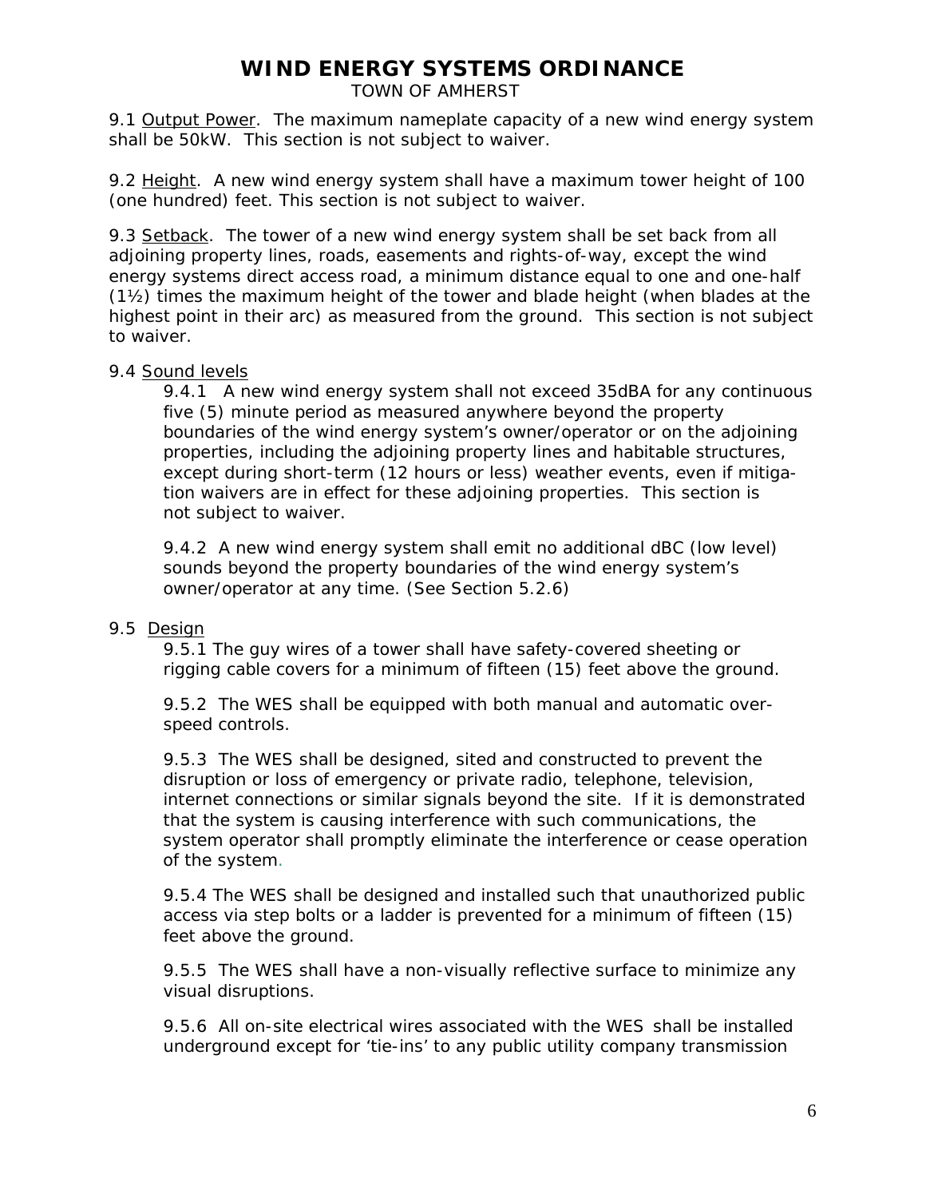# WIND ENERGY SYSTEMS ORDINANCE

TOWN OF AMHERST

9.1 Output Power. The maximum nameplate capacity of a new wind energy system shall be 50kW. This section is not subject to waiver.

9.2 Height. A new wind energy system shall have a maximum tower height of 100 (one hundred) feet. This section is not subject to waiver.

9.3 Setback. The tower of a new wind energy system shall be set back from all adjoining property lines, roads, easements and rights-of-way, except the wind energy systems direct access road, a minimum distance equal to one and one-half (1½) times the maximum height of the tower and blade height (when blades at the highest point in their arc) as measured from the ground. This section is not subject to waiver.

9.4 Sound levels

9.4.1 A new wind energy system shall not exceed 35dBA for any continuous five (5) minute period as measured anywhere beyond the property boundaries of the wind energy system's owner/operator or on the adjoining properties, including the adjoining property lines and habitable structures, except during short-term (12 hours or less) weather events, even if mitigation waivers are in effect for these adjoining properties. This section is not subject to waiver.

9.4.2 A new wind energy system shall emit no additional dBC (low level) sounds beyond the property boundaries of the wind energy system's owner/operator at any time. (See Section 5.2.6)

9.5 Design

9.5.1 The guy wires of a tower shall have safety-covered sheeting or rigging cable covers for a minimum of fifteen (15) feet above the ground.

9.5.2 The WES shall be equipped with both manual and automatic over-speed controls.

9.5.3 The WES shall be designed, sited and constructed to prevent the disruption or loss of emergency or private radio, telephone, television, internet connections or similar signals beyond the site. If it is demonstrated that the system is causing interference with such communications, the system operator shall promptly eliminate the interference or cease operation of the system.

9.5.4 The WES shall be designed and installed such that unauthorized public access via step bolts or a ladder is prevented for a minimum of fifteen (15) feet above the ground.

9.5.5 The WES shall have a non-visually reflective surface to minimize any visual disruptions.

9.5.6 All on-site electrical wires associated with the WES shall be installed underground except for 'tie-ins' to any public utility company transmission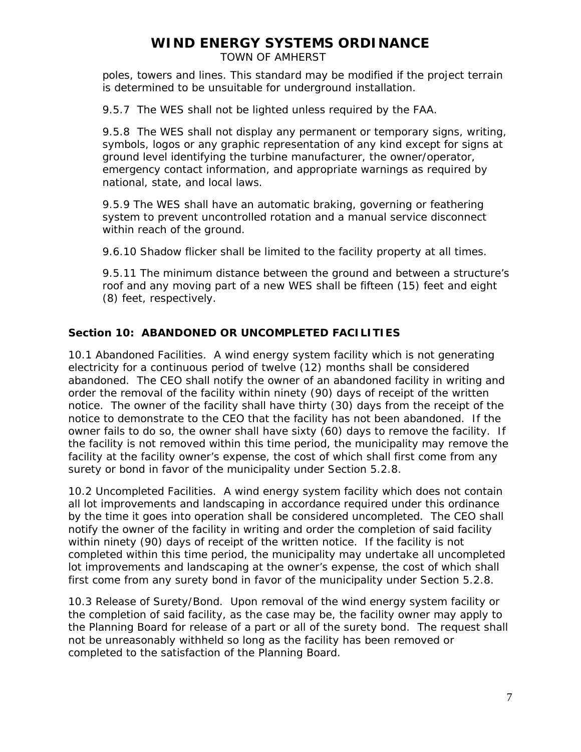poles, towers and lines. This standard may be modified if the project terrain is determined to be unsuitable for underground installation.

9.5.7 The WES shall not be lighted unless required by the FAA.

9.5.8 The WES shall not display any permanent or temporary signs, writing, symbols, logos or any graphic representation of any kind except for signs at ground level identifying the turbine manufacturer, the owner/operator, emergency contact information, and appropriate warnings as required by national, state, and local laws.

9.5.9 The WES shall have an automatic braking, governing or feathering system to prevent uncontrolled rotation and a manual service disconnect within reach of the ground.

9.6.10 Shadow flicker shall be limited to the facility property at all times.

9.5.11 The minimum distance between the ground and between a structure's roof and any moving part of a new WES shall be fifteen (15) feet and eight (8) feet, respectively.

## Section 10: ABANDONED OR UNCOMPLETED FACILITIES

10.1 Abandoned Facilities. A wind energy system facility which is not generating electricity for a continuous period of twelve (12) months shall be considered abandoned. The CEO shall notify the owner of an abandoned facility in writing and order the removal of the facility within ninety (90) days of receipt of the written notice. The owner of the facility shall have thirty (30) days from the receipt of the notice to demonstrate to the CEO that the facility has not been abandoned. If the owner fails to do so, the owner shall have sixty (60) days to remove the facility. If the facility is not removed within this time period, the municipality may remove the facility at the facility owner's expense, the cost of which shall first come from any surety or bond in favor of the municipality under Section 5.2.8.

10.2 Uncompleted Facilities. A wind energy system facility which does not contain all lot improvements and landscaping in accordance required under this ordinance by the time it goes into operation shall be considered uncompleted. The CEO shall notify the owner of the facility in writing and order the completion of said facility within ninety (90) days of receipt of the written notice. If the facility is not completed within this time period, the municipality may undertake all uncompleted lot improvements and landscaping at the owner's expense, the cost of which shall first come from any surety bond in favor of the municipality under Section 5.2.8.

10.3 Release of Surety/Bond. Upon removal of the wind energy system facility or the completion of said facility, as the case may be, the facility owner may apply to the Planning Board for release of a part or all of the surety bond. The request shall not be unreasonably withheld so long as the facility has been removed or completed to the satisfaction of the Planning Board.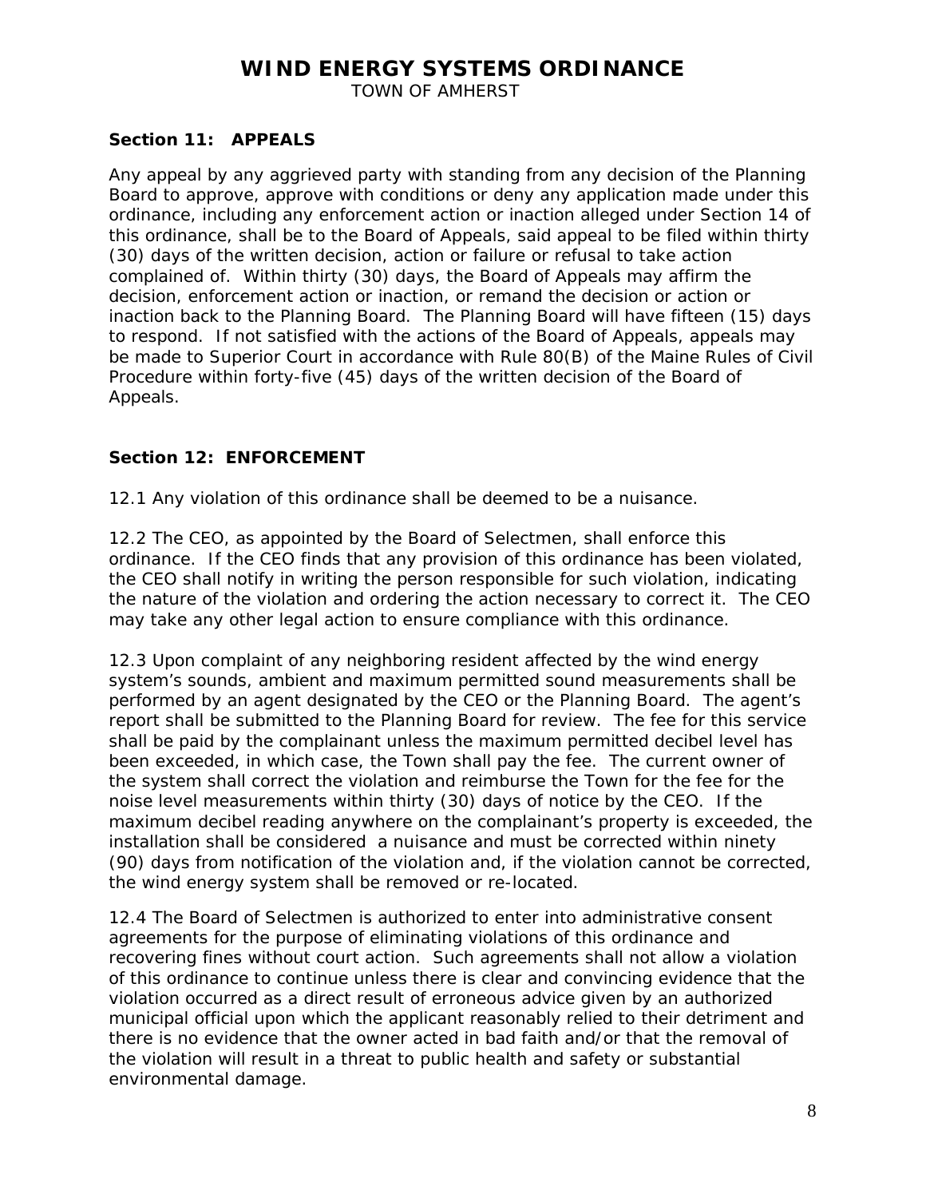## Section 11: APPEALS

Any appeal by any aggrieved party with standing from any decision of the Planning Board to approve, approve with conditions or deny any application made under this ordinance, including any enforcement action or inaction alleged under Section 14 of this ordinance, shall be to the Board of Appeals, said appeal to be filed within thirty (30) days of the written decision, action or failure or refusal to take action complained of. Within thirty (30) days, the Board of Appeals may affirm the decision, enforcement action or inaction, or remand the decision or action or inaction back to the Planning Board. The Planning Board will have fifteen (15) days to respond. If not satisfied with the actions of the Board of Appeals, appeals may be made to Superior Court in accordance with Rule 80(B) of the Maine Rules of Civil Procedure within forty-five (45) days of the written decision of the Board of Appeals.

## Section 12: ENFORCEMENT

12.1 Any violation of this ordinance shall be deemed to be a nuisance.

12.2 The CEO, as appointed by the Board of Selectmen, shall enforce this ordinance. If the CEO finds that any provision of this ordinance has been violated, the CEO shall notify in writing the person responsible for such violation, indicating the nature of the violation and ordering the action necessary to correct it. The CEO may take any other legal action to ensure compliance with this ordinance.

12.3 Upon complaint of any neighboring resident affected by the wind energy system's sounds, ambient and maximum permitted sound measurements shall be performed by an agent designated by the CEO or the Planning Board. The agent's report shall be submitted to the Planning Board for review. The fee for this service shall be paid by the complainant unless the maximum permitted decibel level has been exceeded, in which case, the Town shall pay the fee. The current owner of the system shall correct the violation and reimburse the Town for the fee for the noise level measurements within thirty (30) days of notice by the CEO. If the maximum decibel reading anywhere on the complainant's property is exceeded, the installation shall be considered a nuisance and must be corrected within ninety (90) days from notification of the violation and, if the violation cannot be corrected, the wind energy system shall be removed or re-located.

12.4 The Board of Selectmen is authorized to enter into administrative consent agreements for the purpose of eliminating violations of this ordinance and recovering fines without court action. Such agreements shall not allow a violation of this ordinance to continue unless there is clear and convincing evidence that the violation occurred as a direct result of erroneous advice given by an authorized municipal official upon which the applicant reasonably relied to their detriment and there is no evidence that the owner acted in bad faith and/or that the removal of the violation will result in a threat to public health and safety or substantial environmental damage.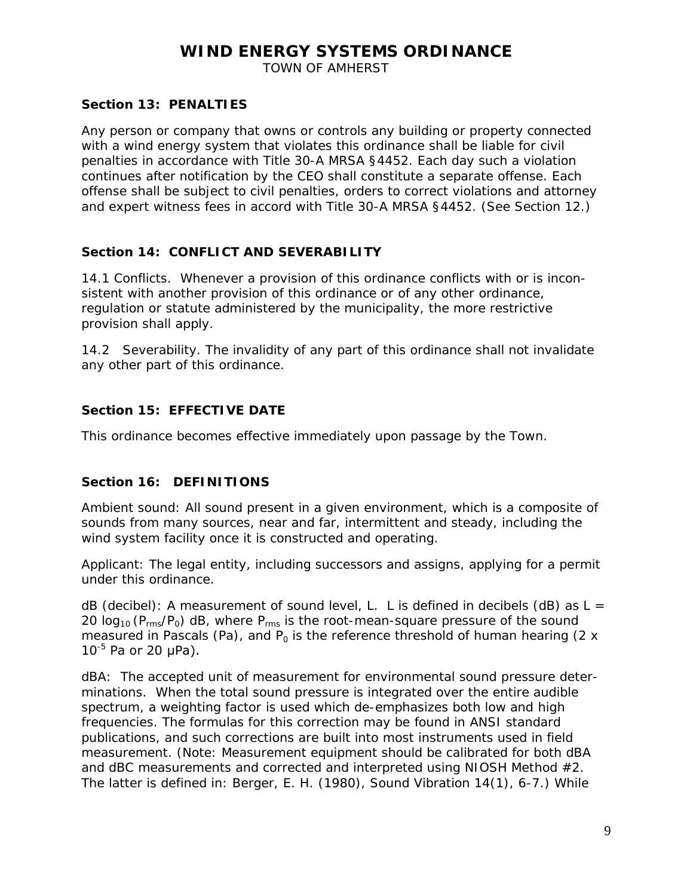## Section 13: PENALTIES

Any person or company that owns or controls any building or property connected with a wind energy system that violates this ordinance shall be liable for civil penalties in accordance with Title 30-A MRSA §4452. Each day such a violation continues after notification by the CEO shall constitute a separate offense. Each offense shall be subject to civil penalties, orders to correct violations and attorney and expert witness fees in accord with Title 30-A MRSA §4452. (See Section 12.)

## Section 14: CONFLICT AND SEVERABILITY

14.1 Conflicts. Whenever a provision of this ordinance conflicts with or is inconsistent with another provision of this ordinance or of any other ordinance, regulation or statute administered by the municipality, the more restrictive provision shall apply.

14.2 Severability. The invalidity of any part of this ordinance shall not invalidate any other part of this ordinance.

## Section 15: EFFECTIVE DATE

This ordinance becomes effective immediately upon passage by the Town.

## Section 16: DEFINITIONS

Ambient sound: All sound present in a given environment, which is a composite of sounds from many sources, near and far, intermittent and steady, including the wind system facility once it is constructed and operating.

Applicant: The legal entity, including successors and assigns, applying for a permit under this ordinance.

dB (decibel): A measurement of sound level, L. L is defined in decibels (dB) as $L = 20 \log_{10} (P_{rms}/P_0)$ dB, where $P_{rms}$ is the root-mean-square pressure of the sound measured in Pascals (Pa), and $P_0$ is the reference threshold of human hearing ($2 \times 10^{-5}$ Pa or 20 μPa).

dBA: The accepted unit of measurement for environmental sound pressure determinations. When the total sound pressure is integrated over the entire audible spectrum, a weighting factor is used which de-emphasizes both low and high frequencies. The formulas for this correction may be found in ANSI standard publications, and such corrections are built into most instruments used in field measurement. (Note: Measurement equipment should be calibrated for both dBA and dBC measurements and corrected and interpreted using NIOSH Method #2. The latter is defined in: Berger, E. H. (1980), Sound Vibration 14(1), 6-7.) While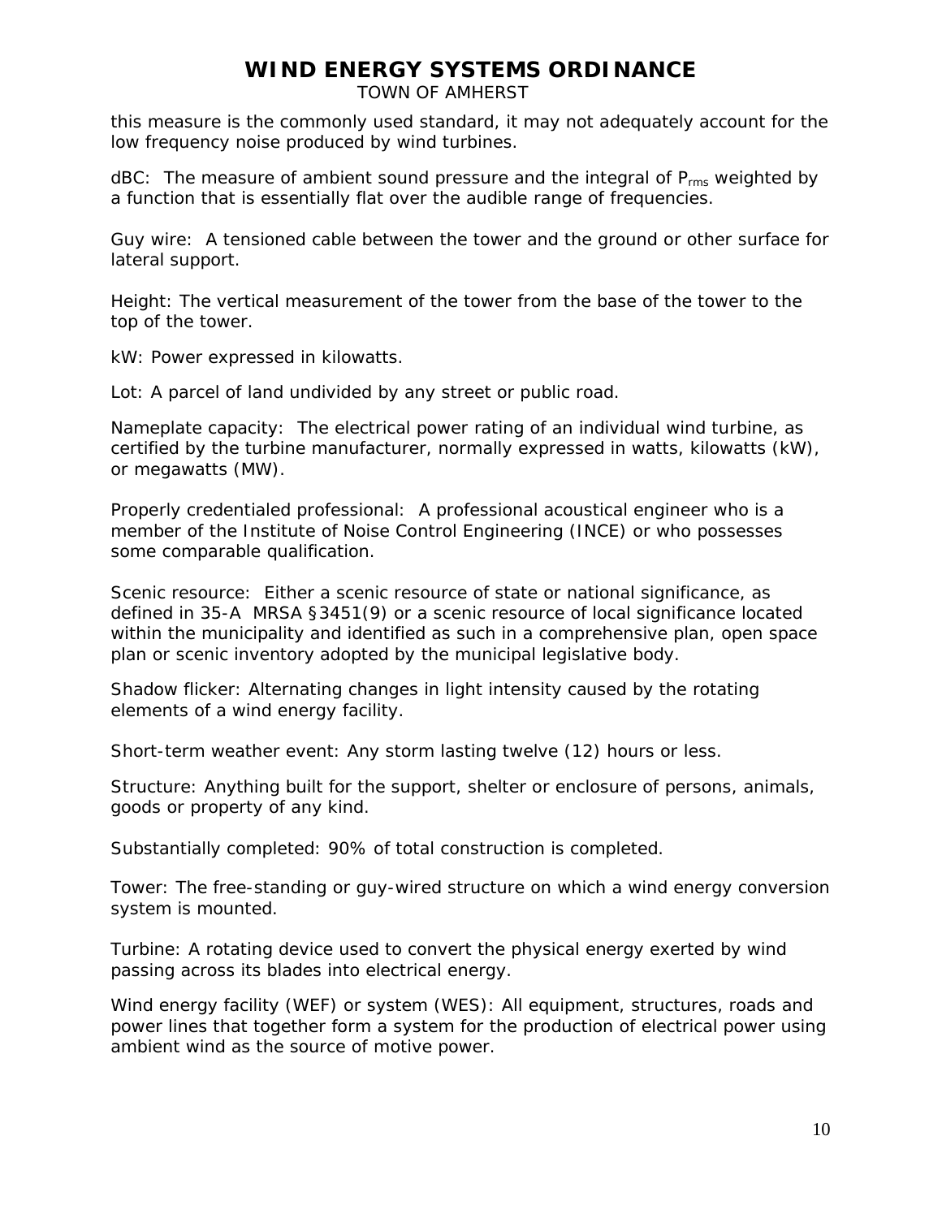this measure is the commonly used standard, it may not adequately account for the low frequency noise produced by wind turbines.

dBC: The measure of ambient sound pressure and the integral of $P_{rms}$ weighted by a function that is essentially flat over the audible range of frequencies.

Guy wire: A tensioned cable between the tower and the ground or other surface for lateral support.

Height: The vertical measurement of the tower from the base of the tower to the top of the tower.

kW: Power expressed in kilowatts.

Lot: A parcel of land undivided by any street or public road.

Nameplate capacity: The electrical power rating of an individual wind turbine, as certified by the turbine manufacturer, normally expressed in watts, kilowatts (kW), or megawatts (MW).

Properly credentialed professional: A professional acoustical engineer who is a member of the Institute of Noise Control Engineering (INCE) or who possesses some comparable qualification.

Scenic resource: Either a scenic resource of state or national significance, as defined in 35-A MRSA §3451(9) or a scenic resource of local significance located within the municipality and identified as such in a comprehensive plan, open space plan or scenic inventory adopted by the municipal legislative body.

Shadow flicker: Alternating changes in light intensity caused by the rotating elements of a wind energy facility.

Short-term weather event: Any storm lasting twelve (12) hours or less.

Structure: Anything built for the support, shelter or enclosure of persons, animals, goods or property of any kind.

Substantially completed: 90% of total construction is completed.

Tower: The free-standing or guy-wired structure on which a wind energy conversion system is mounted.

Turbine: A rotating device used to convert the physical energy exerted by wind passing across its blades into electrical energy.

Wind energy facility (WEF) or system (WES): All equipment, structures, roads and power lines that together form a system for the production of electrical power using ambient wind as the source of motive power.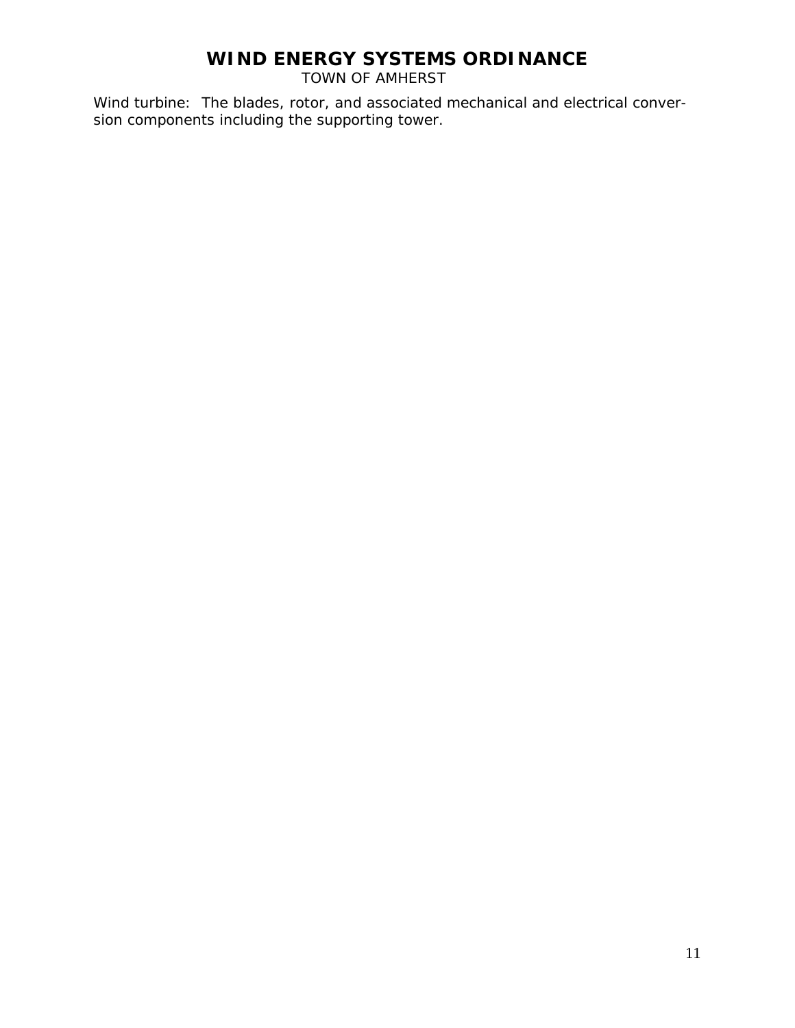Wind turbine: The blades, rotor, and associated mechanical and electrical conversion components including the supporting tower.